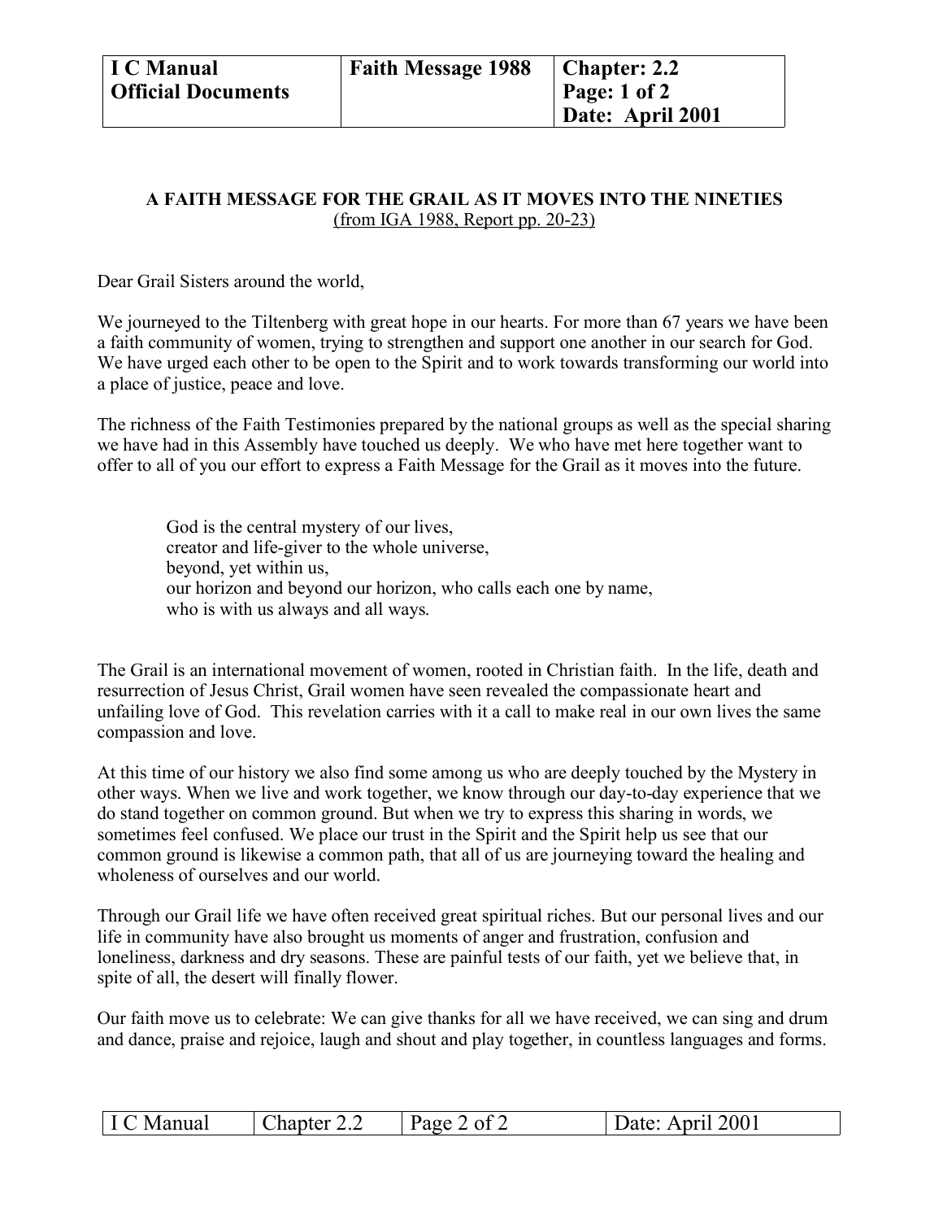# A FAITH MESSAGE FOR THE GRAIL AS IT MOVES INTO THE NINETIES

(from IGA 1988, Report pp. 20-23)

Dear Grail Sisters around the world,

We journeyed to the Tiltenberg with great hope in our hearts. For more than 67 years we have been a faith community of women, trying to strengthen and support one another in our search for God. We have urged each other to be open to the Spirit and to work towards transforming our world into a place of justice, peace and love.

The richness of the Faith Testimonies prepared by the national groups as well as the special sharing we have had in this Assembly have touched us deeply. We who have met here together want to offer to all of you our effort to express a Faith Message for the Grail as it moves into the future.

> God is the central mystery of our lives,
> creator and life-giver to the whole universe,
> beyond, yet within us,
> our horizon and beyond our horizon, who calls each one by name,
> who is with us always and all ways.

The Grail is an international movement of women, rooted in Christian faith. In the life, death and resurrection of Jesus Christ, Grail women have seen revealed the compassionate heart and unfailing love of God. This revelation carries with it a call to make real in our own lives the same compassion and love.

At this time of our history we also find some among us who are deeply touched by the Mystery in other ways. When we live and work together, we know through our day-to-day experience that we do stand together on common ground. But when we try to express this sharing in words, we sometimes feel confused. We place our trust in the Spirit and the Spirit help us see that our common ground is likewise a common path, that all of us are journeying toward the healing and wholeness of ourselves and our world.

Through our Grail life we have often received great spiritual riches. But our personal lives and our life in community have also brought us moments of anger and frustration, confusion and loneliness, darkness and dry seasons. These are painful tests of our faith, yet we believe that, in spite of all, the desert will finally flower.

Our faith move us to celebrate: We can give thanks for all we have received, we can sing and drum and dance, praise and rejoice, laugh and shout and play together, in countless languages and forms.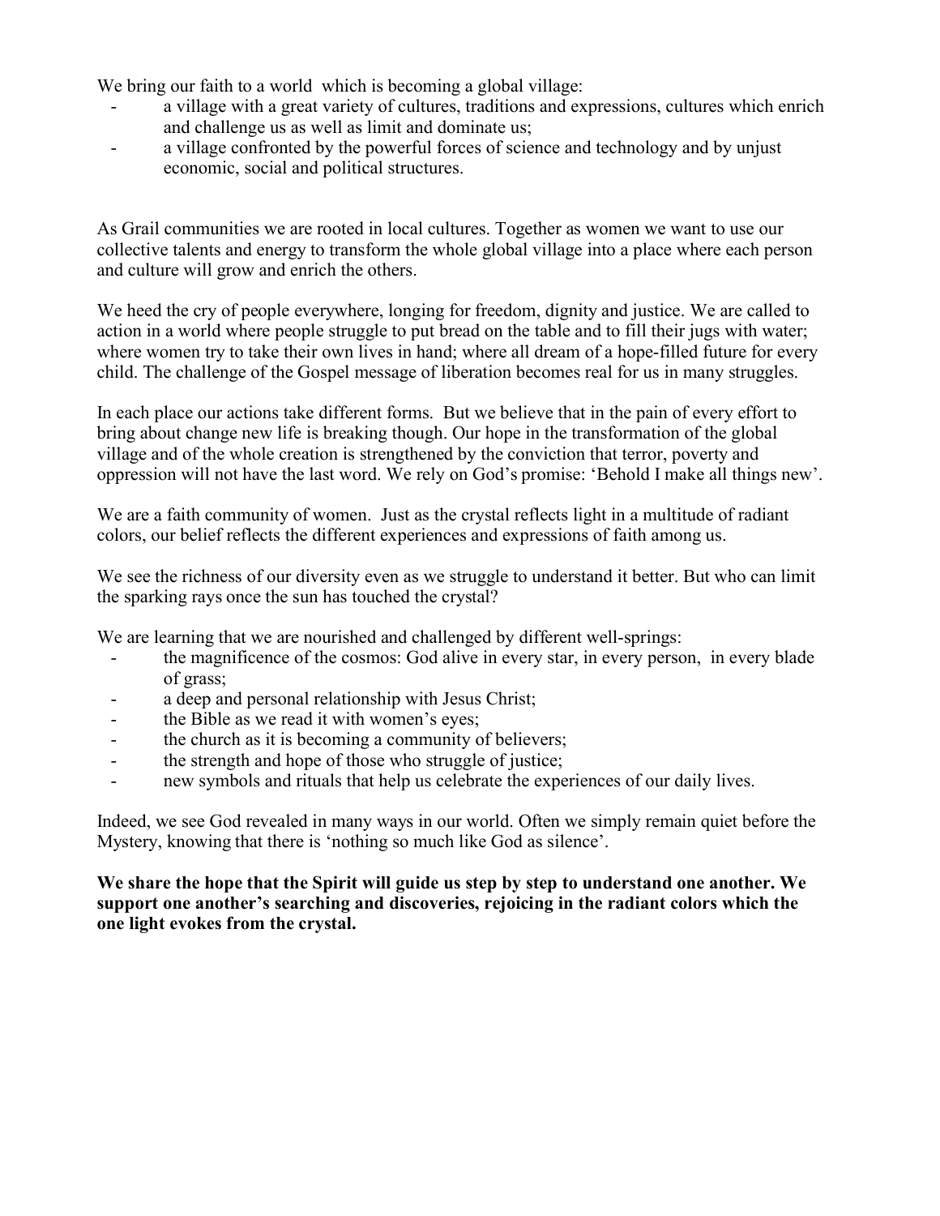We bring our faith to a world which is becoming a global village:

- a village with a great variety of cultures, traditions and expressions, cultures which enrich and challenge us as well as limit and dominate us;
- a village confronted by the powerful forces of science and technology and by unjust economic, social and political structures.

As Grail communities we are rooted in local cultures. Together as women we want to use our collective talents and energy to transform the whole global village into a place where each person and culture will grow and enrich the others.

We heed the cry of people everywhere, longing for freedom, dignity and justice. We are called to action in a world where people struggle to put bread on the table and to fill their jugs with water; where women try to take their own lives in hand; where all dream of a hope-filled future for every child. The challenge of the Gospel message of liberation becomes real for us in many struggles.

In each place our actions take different forms. But we believe that in the pain of every effort to bring about change new life is breaking though. Our hope in the transformation of the global village and of the whole creation is strengthened by the conviction that terror, poverty and oppression will not have the last word. We rely on God's promise: 'Behold I make all things new'.

We are a faith community of women. Just as the crystal reflects light in a multitude of radiant colors, our belief reflects the different experiences and expressions of faith among us.

We see the richness of our diversity even as we struggle to understand it better. But who can limit the sparking rays once the sun has touched the crystal?

We are learning that we are nourished and challenged by different well-springs:

- the magnificence of the cosmos: God alive in every star, in every person, in every blade of grass;
- a deep and personal relationship with Jesus Christ;
- the Bible as we read it with women's eyes;
- the church as it is becoming a community of believers;
- the strength and hope of those who struggle of justice;
- new symbols and rituals that help us celebrate the experiences of our daily lives.

Indeed, we see God revealed in many ways in our world. Often we simply remain quiet before the Mystery, knowing that there is 'nothing so much like God as silence'.

**We share the hope that the Spirit will guide us step by step to understand one another. We support one another's searching and discoveries, rejoicing in the radiant colors which the one light evokes from the crystal.**